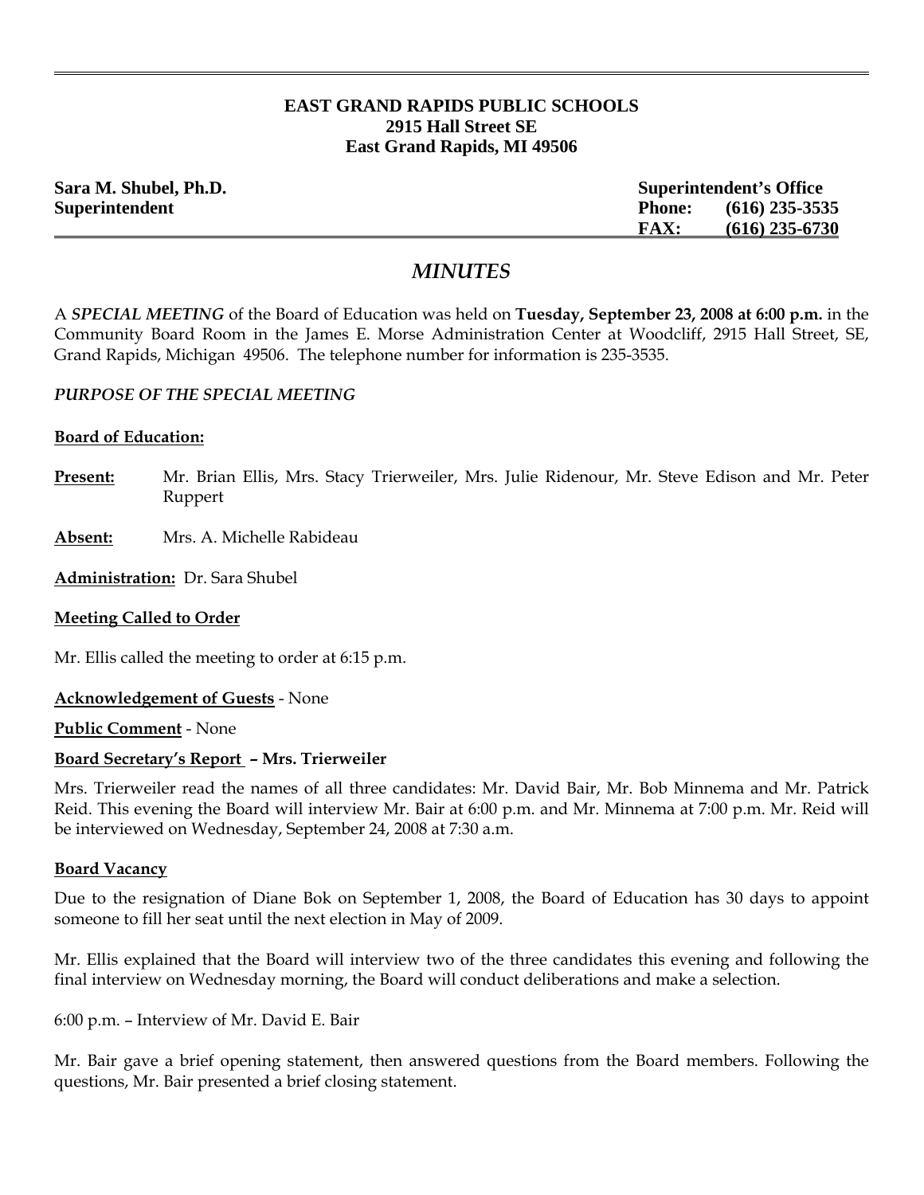**EAST GRAND RAPIDS PUBLIC SCHOOLS**
**2915 Hall Street SE**
**East Grand Rapids, MI 49506**

**Sara M. Shubel, Ph.D.**
**Superintendent**

**Superintendent's Office**
**Phone: (616) 235-3535**
**FAX: (616) 235-6730**

# *MINUTES*

A ***SPECIAL MEETING*** of the Board of Education was held on **Tuesday, September 23, 2008 at 6:00 p.m.** in the Community Board Room in the James E. Morse Administration Center at Woodcliff, 2915 Hall Street, SE, Grand Rapids, Michigan 49506. The telephone number for information is 235-3535.

***PURPOSE OF THE SPECIAL MEETING***

**Board of Education:**

**Present:** Mr. Brian Ellis, Mrs. Stacy Trierweiler, Mrs. Julie Ridenour, Mr. Steve Edison and Mr. Peter Ruppert

**Absent:** Mrs. A. Michelle Rabideau

**Administration:** Dr. Sara Shubel

**Meeting Called to Order**

Mr. Ellis called the meeting to order at 6:15 p.m.

**Acknowledgement of Guests** - None

**Public Comment** - None

**Board Secretary's Report – Mrs. Trierweiler**

Mrs. Trierweiler read the names of all three candidates: Mr. David Bair, Mr. Bob Minnema and Mr. Patrick Reid. This evening the Board will interview Mr. Bair at 6:00 p.m. and Mr. Minnema at 7:00 p.m. Mr. Reid will be interviewed on Wednesday, September 24, 2008 at 7:30 a.m.

**Board Vacancy**

Due to the resignation of Diane Bok on September 1, 2008, the Board of Education has 30 days to appoint someone to fill her seat until the next election in May of 2009.

Mr. Ellis explained that the Board will interview two of the three candidates this evening and following the final interview on Wednesday morning, the Board will conduct deliberations and make a selection.

6:00 p.m. – Interview of Mr. David E. Bair

Mr. Bair gave a brief opening statement, then answered questions from the Board members. Following the questions, Mr. Bair presented a brief closing statement.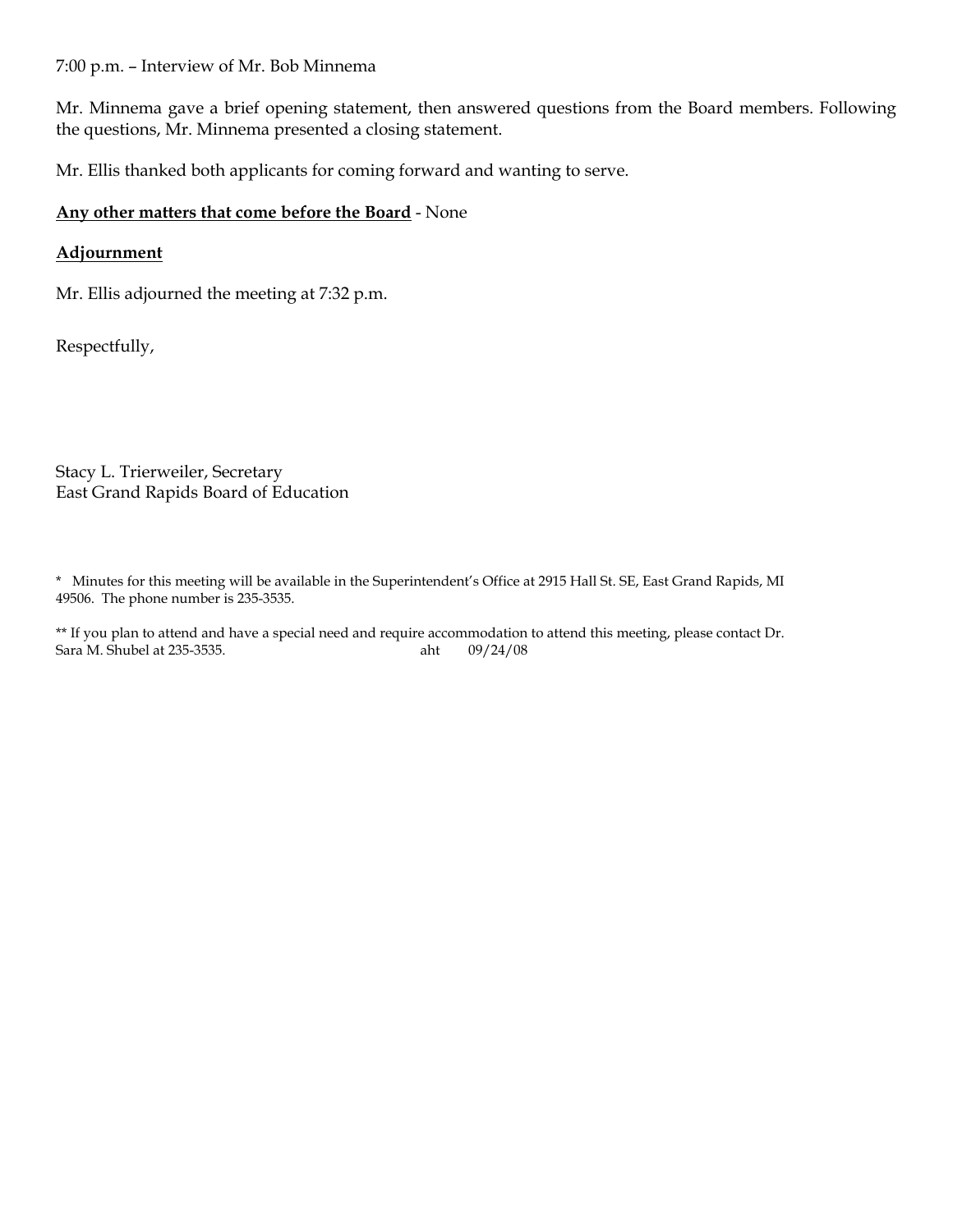7:00 p.m. – Interview of Mr. Bob Minnema

Mr. Minnema gave a brief opening statement, then answered questions from the Board members. Following the questions, Mr. Minnema presented a closing statement.

Mr. Ellis thanked both applicants for coming forward and wanting to serve.

**Any other matters that come before the Board** - None

**Adjournment**

Mr. Ellis adjourned the meeting at 7:32 p.m.

Respectfully,

Stacy L. Trierweiler, Secretary
East Grand Rapids Board of Education

* Minutes for this meeting will be available in the Superintendent's Office at 2915 Hall St. SE, East Grand Rapids, MI 49506. The phone number is 235-3535.

** If you plan to attend and have a special need and require accommodation to attend this meeting, please contact Dr. Sara M. Shubel at 235-3535. aht 09/24/08